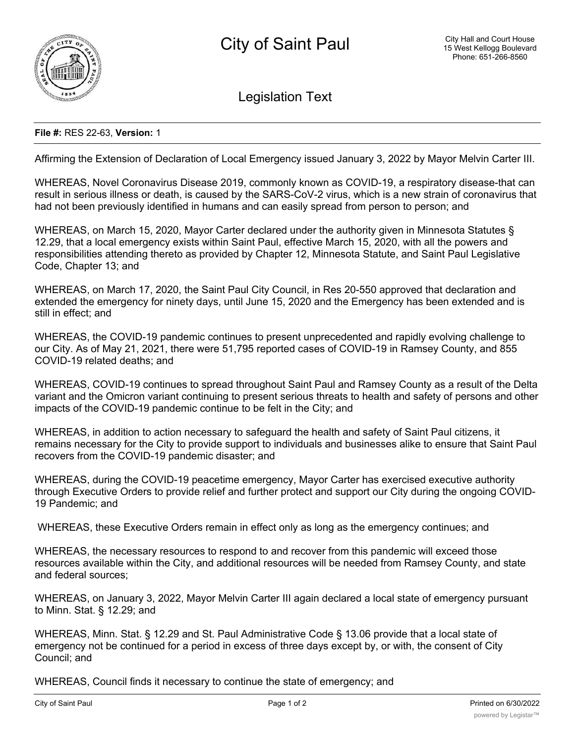# City of Saint Paul

City Hall and Court House
15 West Kellogg Boulevard
Phone: 651-266-8560

## Legislation Text

**File #:** RES 22-63, **Version:** 1

Affirming the Extension of Declaration of Local Emergency issued January 3, 2022 by Mayor Melvin Carter III.

WHEREAS, Novel Coronavirus Disease 2019, commonly known as COVID-19, a respiratory disease-that can result in serious illness or death, is caused by the SARS-CoV-2 virus, which is a new strain of coronavirus that had not been previously identified in humans and can easily spread from person to person; and

WHEREAS, on March 15, 2020, Mayor Carter declared under the authority given in Minnesota Statutes § 12.29, that a local emergency exists within Saint Paul, effective March 15, 2020, with all the powers and responsibilities attending thereto as provided by Chapter 12, Minnesota Statute, and Saint Paul Legislative Code, Chapter 13; and

WHEREAS, on March 17, 2020, the Saint Paul City Council, in Res 20-550 approved that declaration and extended the emergency for ninety days, until June 15, 2020 and the Emergency has been extended and is still in effect; and

WHEREAS, the COVID-19 pandemic continues to present unprecedented and rapidly evolving challenge to our City. As of May 21, 2021, there were 51,795 reported cases of COVID-19 in Ramsey County, and 855 COVID-19 related deaths; and

WHEREAS, COVID-19 continues to spread throughout Saint Paul and Ramsey County as a result of the Delta variant and the Omicron variant continuing to present serious threats to health and safety of persons and other impacts of the COVID-19 pandemic continue to be felt in the City; and

WHEREAS, in addition to action necessary to safeguard the health and safety of Saint Paul citizens, it remains necessary for the City to provide support to individuals and businesses alike to ensure that Saint Paul recovers from the COVID-19 pandemic disaster; and

WHEREAS, during the COVID-19 peacetime emergency, Mayor Carter has exercised executive authority through Executive Orders to provide relief and further protect and support our City during the ongoing COVID-19 Pandemic; and

WHEREAS, these Executive Orders remain in effect only as long as the emergency continues; and

WHEREAS, the necessary resources to respond to and recover from this pandemic will exceed those resources available within the City, and additional resources will be needed from Ramsey County, and state and federal sources;

WHEREAS, on January 3, 2022, Mayor Melvin Carter III again declared a local state of emergency pursuant to Minn. Stat. § 12.29; and

WHEREAS, Minn. Stat. § 12.29 and St. Paul Administrative Code § 13.06 provide that a local state of emergency not be continued for a period in excess of three days except by, or with, the consent of City Council; and

WHEREAS, Council finds it necessary to continue the state of emergency; and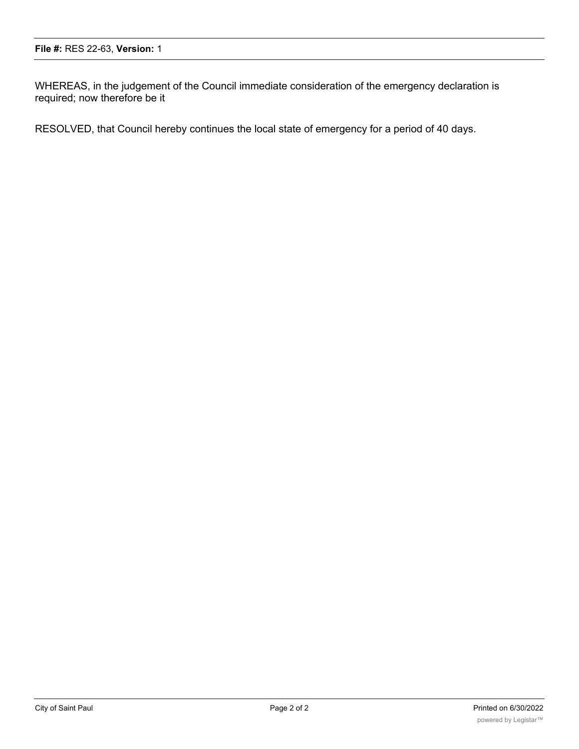WHEREAS, in the judgement of the Council immediate consideration of the emergency declaration is required; now therefore be it

RESOLVED, that Council hereby continues the local state of emergency for a period of 40 days.